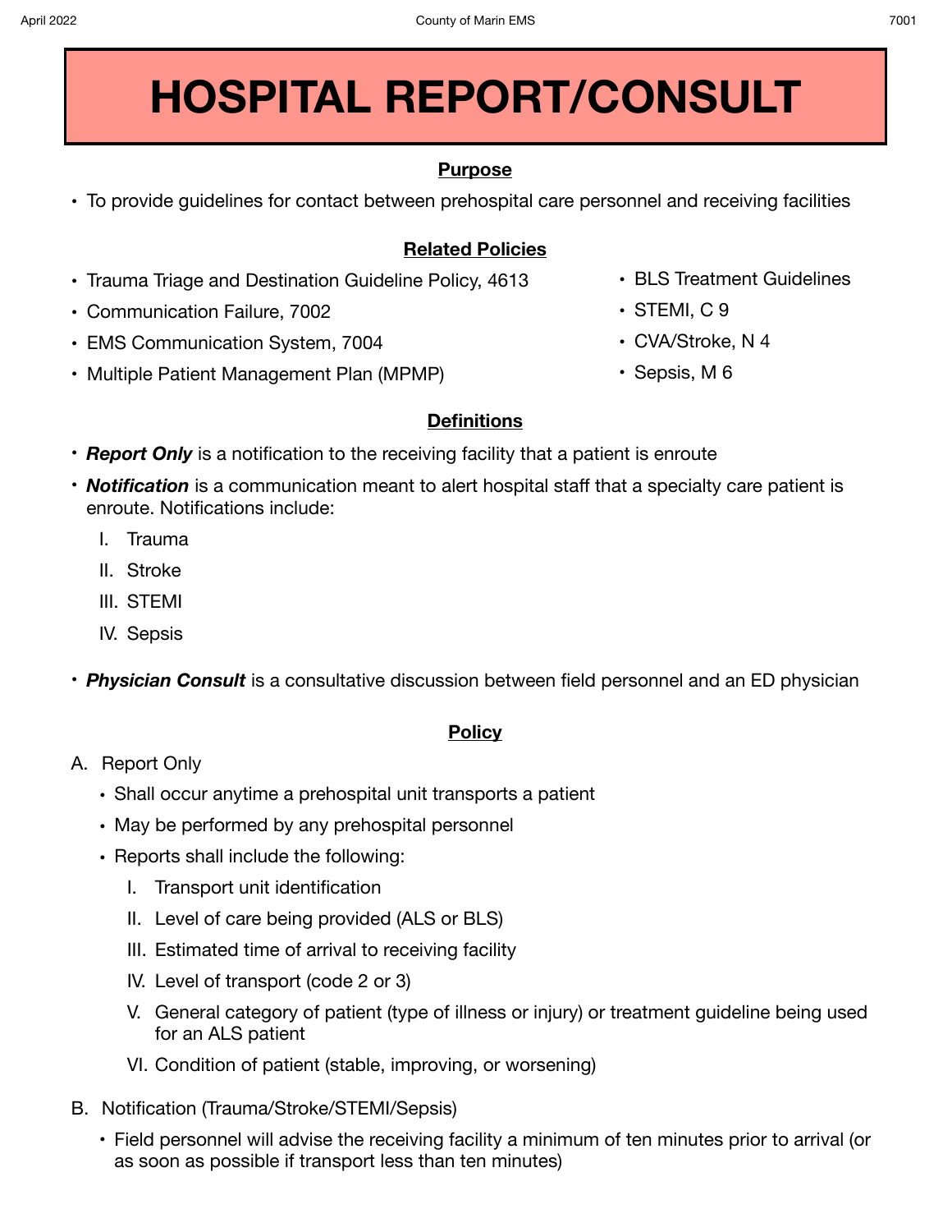# HOSPITAL REPORT/CONSULT

## Purpose

- To provide guidelines for contact between prehospital care personnel and receiving facilities

## Related Policies

- Trauma Triage and Destination Guideline Policy, 4613
- Communication Failure, 7002
- EMS Communication System, 7004
- Multiple Patient Management Plan (MPMP)
- BLS Treatment Guidelines
- STEMI, C 9
- CVA/Stroke, N 4
- Sepsis, M 6

## Definitions

- ***Report Only*** is a notification to the receiving facility that a patient is enroute
- ***Notification*** is a communication meant to alert hospital staff that a specialty care patient is enroute. Notifications include:
  - I. Trauma
  - II. Stroke
  - III. STEMI
  - IV. Sepsis
- ***Physician Consult*** is a consultative discussion between field personnel and an ED physician

## Policy

A. Report Only
- Shall occur anytime a prehospital unit transports a patient
- May be performed by any prehospital personnel
- Reports shall include the following:
  - I. Transport unit identification
  - II. Level of care being provided (ALS or BLS)
  - III. Estimated time of arrival to receiving facility
  - IV. Level of transport (code 2 or 3)
  - V. General category of patient (type of illness or injury) or treatment guideline being used for an ALS patient
  - VI. Condition of patient (stable, improving, or worsening)

B. Notification (Trauma/Stroke/STEMI/Sepsis)
- Field personnel will advise the receiving facility a minimum of ten minutes prior to arrival (or as soon as possible if transport less than ten minutes)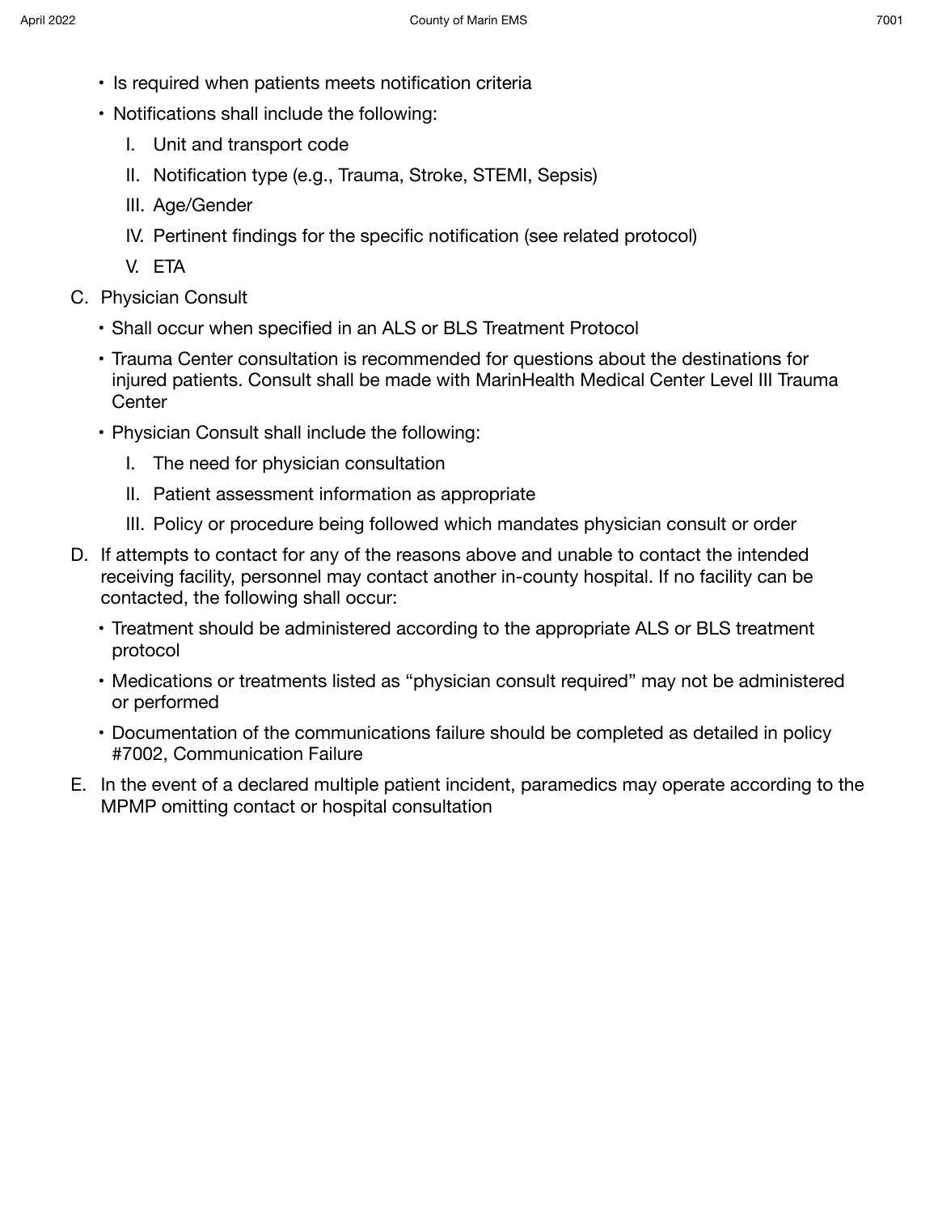- Is required when patients meets notification criteria
- Notifications shall include the following:
    - I. Unit and transport code
    - II. Notification type (e.g., Trauma, Stroke, STEMI, Sepsis)
    - III. Age/Gender
    - IV. Pertinent findings for the specific notification (see related protocol)
    - V. ETA

C. Physician Consult

- Shall occur when specified in an ALS or BLS Treatment Protocol
- Trauma Center consultation is recommended for questions about the destinations for injured patients. Consult shall be made with MarinHealth Medical Center Level III Trauma Center
- Physician Consult shall include the following:
    - I. The need for physician consultation
    - II. Patient assessment information as appropriate
    - III. Policy or procedure being followed which mandates physician consult or order

D. If attempts to contact for any of the reasons above and unable to contact the intended receiving facility, personnel may contact another in-county hospital. If no facility can be contacted, the following shall occur:

- Treatment should be administered according to the appropriate ALS or BLS treatment protocol
- Medications or treatments listed as "physician consult required" may not be administered or performed
- Documentation of the communications failure should be completed as detailed in policy #7002, Communication Failure

E. In the event of a declared multiple patient incident, paramedics may operate according to the MPMP omitting contact or hospital consultation